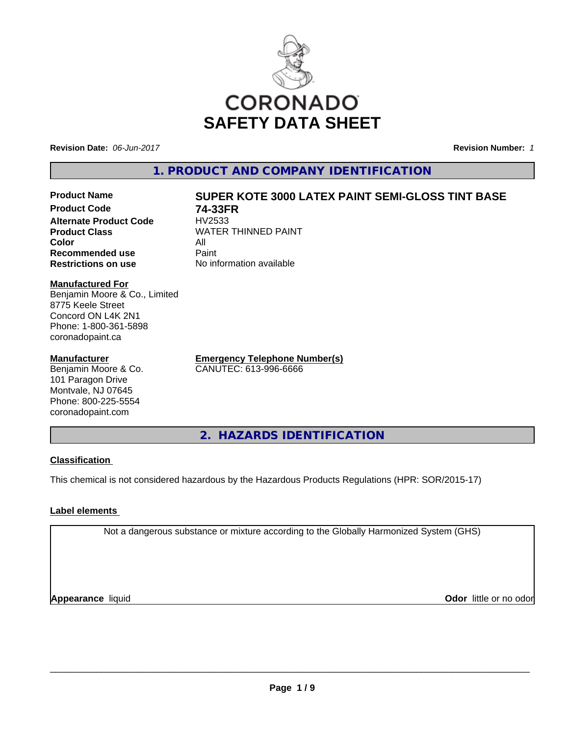CORONADO

# SAFETY DATA SHEET

**Revision Date:** *06-Jun-2017*

**Revision Number:** *1*

## 1. PRODUCT AND COMPANY IDENTIFICATION

| | |
|---|---|
| **Product Name** | **SUPER KOTE 3000 LATEX PAINT SEMI-GLOSS TINT BASE** |
| **Product Code** | **74-33FR** |
| **Alternate Product Code** | HV2533 |
| **Product Class** | WATER THINNED PAINT |
| **Color** | All |
| **Recommended use** | Paint |
| **Restrictions on use** | No information available |

**Manufactured For**
Benjamin Moore & Co., Limited
8775 Keele Street
Concord ON L4K 2N1
Phone: 1-800-361-5898
coronadopaint.ca

**Manufacturer**
Benjamin Moore & Co.
101 Paragon Drive
Montvale, NJ 07645
Phone: 800-225-5554
coronadopaint.com

**Emergency Telephone Number(s)**
CANUTEC: 613-996-6666

## 2. HAZARDS IDENTIFICATION

**Classification**

This chemical is not considered hazardous by the Hazardous Products Regulations (HPR: SOR/2015-17)

**Label elements**

Not a dangerous substance or mixture according to the Globally Harmonized System (GHS)

**Appearance** liquid

**Odor** little or no odor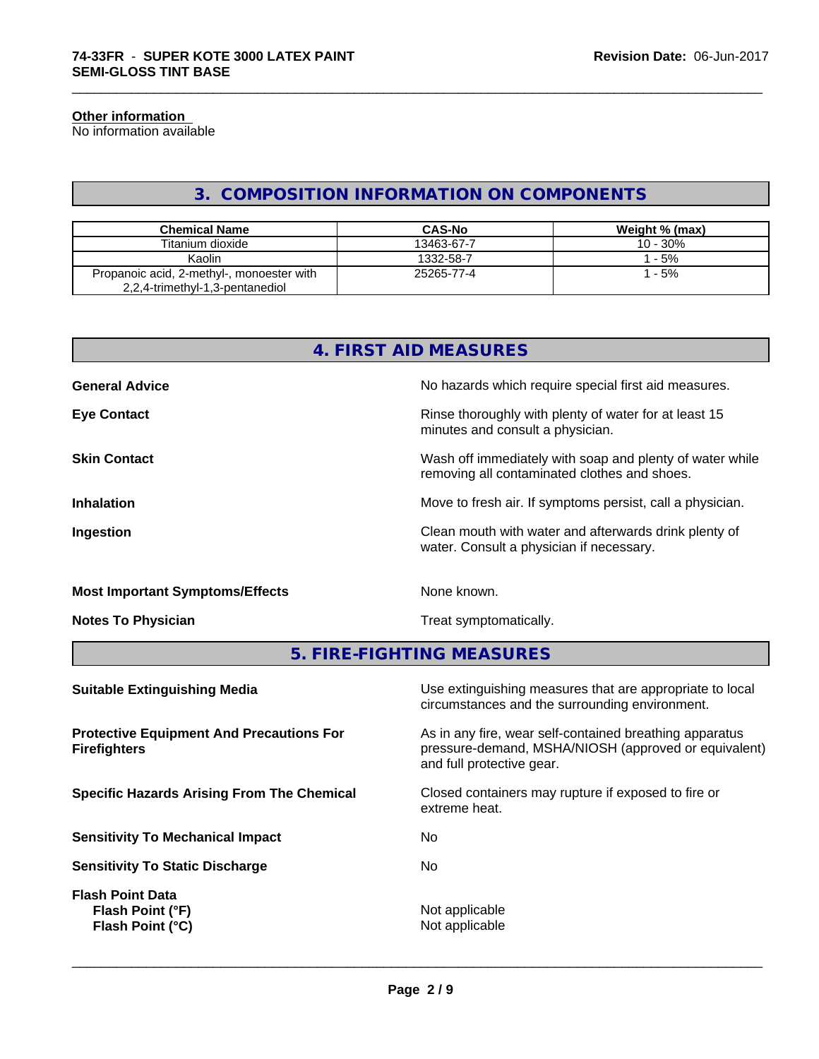**Other information**
No information available

## 3. COMPOSITION INFORMATION ON COMPONENTS

| Chemical Name | CAS-No | Weight % (max) |
|---|---|---|
| Titanium dioxide | 13463-67-7 | 10 - 30% |
| Kaolin | 1332-58-7 | 1 - 5% |
| Propanoic acid, 2-methyl-, monoester with 2,2,4-trimethyl-1,3-pentanediol | 25265-77-4 | 1 - 5% |

## 4. FIRST AID MEASURES

**General Advice** — No hazards which require special first aid measures.

**Eye Contact** — Rinse thoroughly with plenty of water for at least 15 minutes and consult a physician.

**Skin Contact** — Wash off immediately with soap and plenty of water while removing all contaminated clothes and shoes.

**Inhalation** — Move to fresh air. If symptoms persist, call a physician.

**Ingestion** — Clean mouth with water and afterwards drink plenty of water. Consult a physician if necessary.

**Most Important Symptoms/Effects** — None known.

**Notes To Physician** — Treat symptomatically.

## 5. FIRE-FIGHTING MEASURES

**Suitable Extinguishing Media** — Use extinguishing measures that are appropriate to local circumstances and the surrounding environment.

**Protective Equipment And Precautions For Firefighters** — As in any fire, wear self-contained breathing apparatus pressure-demand, MSHA/NIOSH (approved or equivalent) and full protective gear.

**Specific Hazards Arising From The Chemical** — Closed containers may rupture if exposed to fire or extreme heat.

**Sensitivity To Mechanical Impact** — No

**Sensitivity To Static Discharge** — No

**Flash Point Data**
- **Flash Point (°F)** — Not applicable
- **Flash Point (°C)** — Not applicable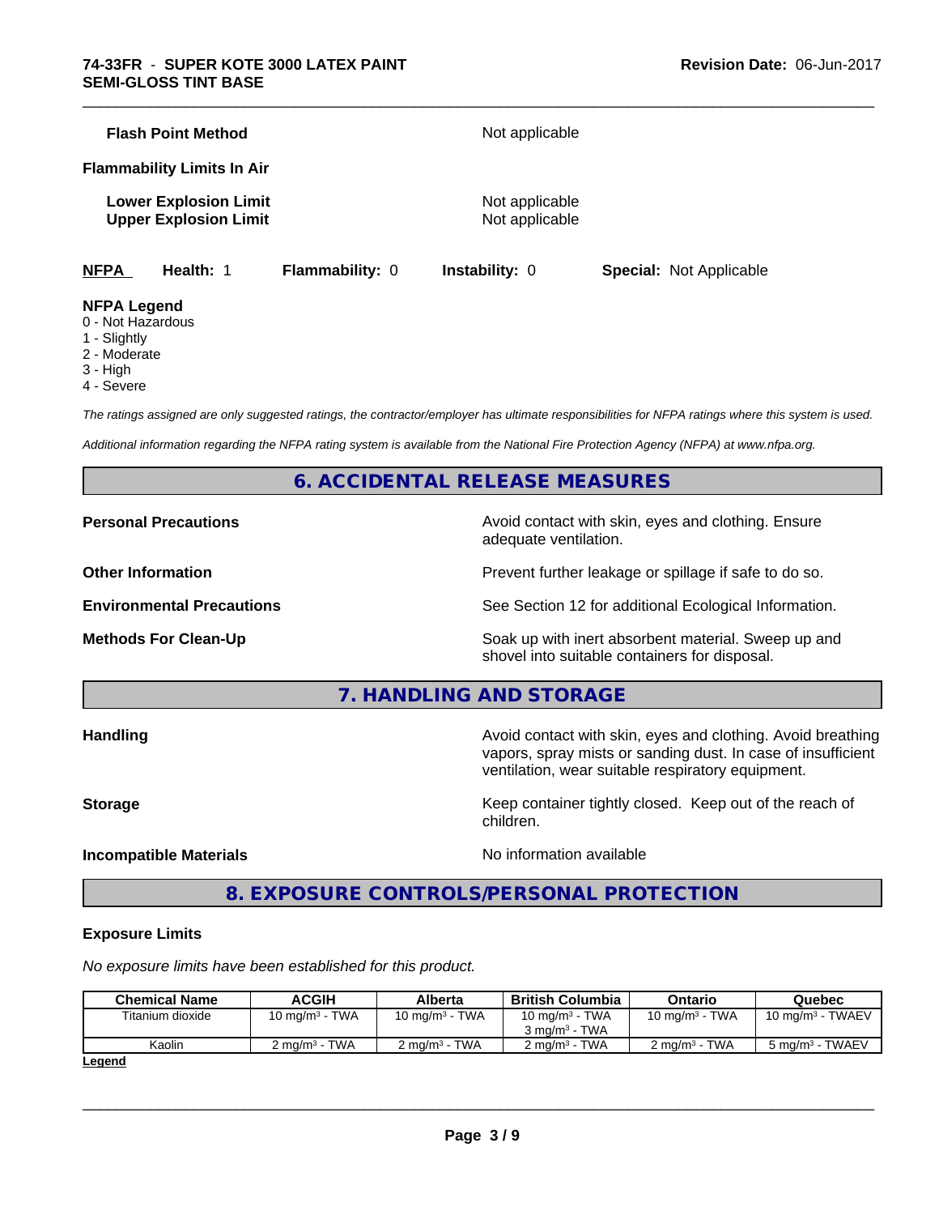**Flash Point Method** Not applicable

**Flammability Limits In Air**

**Lower Explosion Limit** Not applicable
**Upper Explosion Limit** Not applicable

**NFPA** **Health:** 1 **Flammability:** 0 **Instability:** 0 **Special:** Not Applicable

**NFPA Legend**
0 - Not Hazardous
1 - Slightly
2 - Moderate
3 - High
4 - Severe

*The ratings assigned are only suggested ratings, the contractor/employer has ultimate responsibilities for NFPA ratings where this system is used.*

*Additional information regarding the NFPA rating system is available from the National Fire Protection Agency (NFPA) at www.nfpa.org.*

## 6. ACCIDENTAL RELEASE MEASURES

**Personal Precautions** Avoid contact with skin, eyes and clothing. Ensure adequate ventilation.

**Other Information** Prevent further leakage or spillage if safe to do so.

**Environmental Precautions** See Section 12 for additional Ecological Information.

**Methods For Clean-Up** Soak up with inert absorbent material. Sweep up and shovel into suitable containers for disposal.

## 7. HANDLING AND STORAGE

**Handling** Avoid contact with skin, eyes and clothing. Avoid breathing vapors, spray mists or sanding dust. In case of insufficient ventilation, wear suitable respiratory equipment.

**Storage** Keep container tightly closed. Keep out of the reach of children.

**Incompatible Materials** No information available

## 8. EXPOSURE CONTROLS/PERSONAL PROTECTION

### Exposure Limits

*No exposure limits have been established for this product.*

| Chemical Name | ACGIH | Alberta | British Columbia | Ontario | Quebec |
|---|---|---|---|---|---|
| Titanium dioxide | 10 mg/m³ - TWA | 10 mg/m³ - TWA | 10 mg/m³ - TWA<br>3 mg/m³ - TWA | 10 mg/m³ - TWA | 10 mg/m³ - TWAEV |
| Kaolin | 2 mg/m³ - TWA | 2 mg/m³ - TWA | 2 mg/m³ - TWA | 2 mg/m³ - TWA | 5 mg/m³ - TWAEV |

**Legend**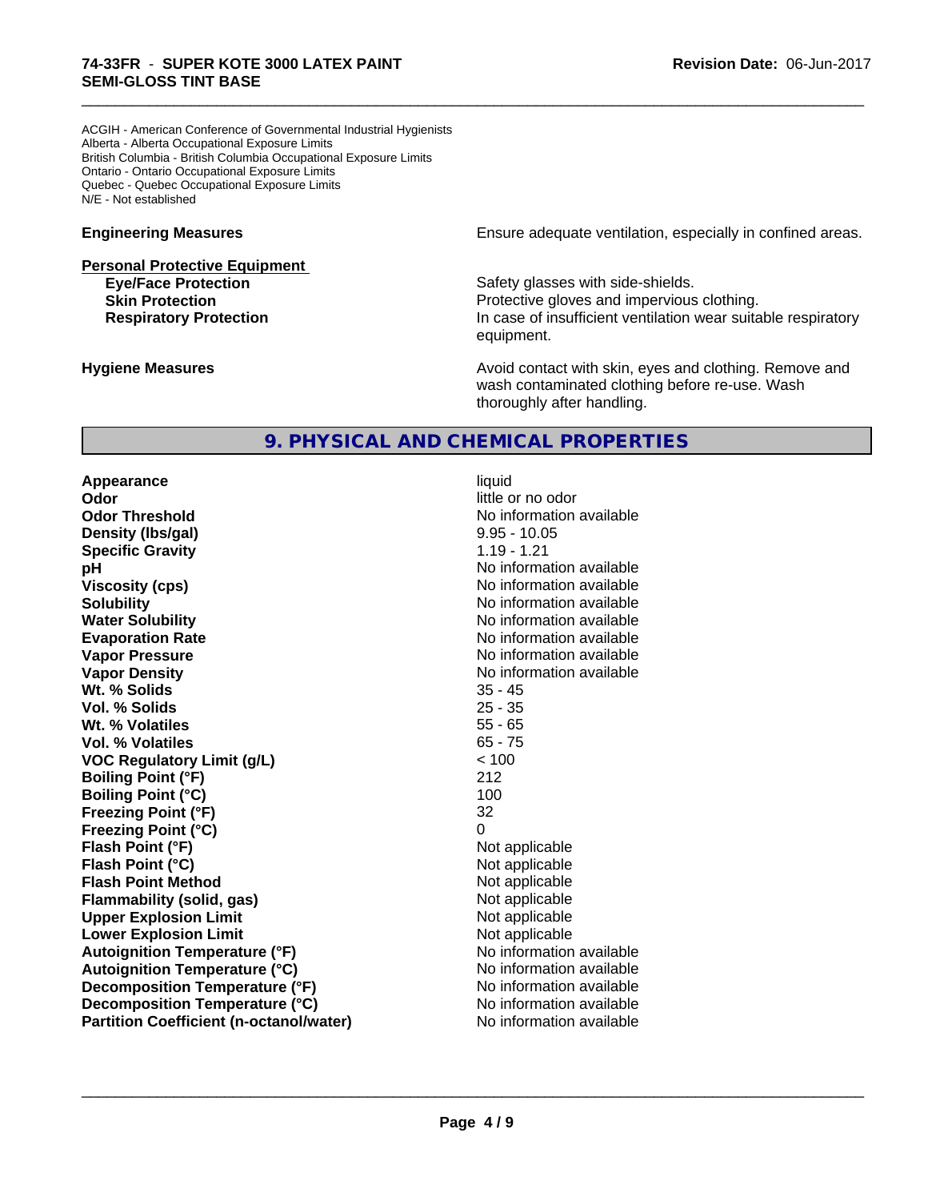ACGIH - American Conference of Governmental Industrial Hygienists
Alberta - Alberta Occupational Exposure Limits
British Columbia - British Columbia Occupational Exposure Limits
Ontario - Ontario Occupational Exposure Limits
Quebec - Quebec Occupational Exposure Limits
N/E - Not established

**Engineering Measures** Ensure adequate ventilation, especially in confined areas.

**Personal Protective Equipment**

| | |
|---|---|
| **Eye/Face Protection** | Safety glasses with side-shields. |
| **Skin Protection** | Protective gloves and impervious clothing. |
| **Respiratory Protection** | In case of insufficient ventilation wear suitable respiratory equipment. |

**Hygiene Measures** Avoid contact with skin, eyes and clothing. Remove and wash contaminated clothing before re-use. Wash thoroughly after handling.

## 9. PHYSICAL AND CHEMICAL PROPERTIES

| | |
|---|---|
| **Appearance** | liquid |
| **Odor** | little or no odor |
| **Odor Threshold** | No information available |
| **Density (lbs/gal)** | 9.95 - 10.05 |
| **Specific Gravity** | 1.19 - 1.21 |
| **pH** | No information available |
| **Viscosity (cps)** | No information available |
| **Solubility** | No information available |
| **Water Solubility** | No information available |
| **Evaporation Rate** | No information available |
| **Vapor Pressure** | No information available |
| **Vapor Density** | No information available |
| **Wt. % Solids** | 35 - 45 |
| **Vol. % Solids** | 25 - 35 |
| **Wt. % Volatiles** | 55 - 65 |
| **Vol. % Volatiles** | 65 - 75 |
| **VOC Regulatory Limit (g/L)** | < 100 |
| **Boiling Point (°F)** | 212 |
| **Boiling Point (°C)** | 100 |
| **Freezing Point (°F)** | 32 |
| **Freezing Point (°C)** | 0 |
| **Flash Point (°F)** | Not applicable |
| **Flash Point (°C)** | Not applicable |
| **Flash Point Method** | Not applicable |
| **Flammability (solid, gas)** | Not applicable |
| **Upper Explosion Limit** | Not applicable |
| **Lower Explosion Limit** | Not applicable |
| **Autoignition Temperature (°F)** | No information available |
| **Autoignition Temperature (°C)** | No information available |
| **Decomposition Temperature (°F)** | No information available |
| **Decomposition Temperature (°C)** | No information available |
| **Partition Coefficient (n-octanol/water)** | No information available |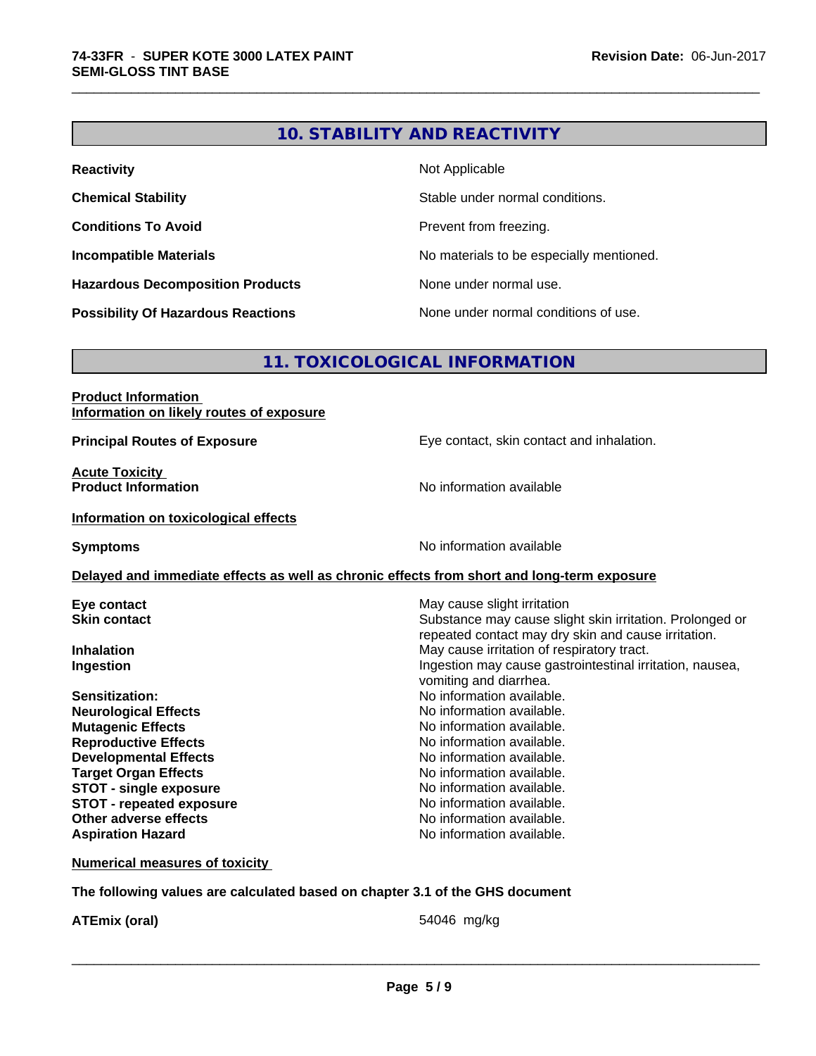## 10. STABILITY AND REACTIVITY

| | |
|---|---|
| **Reactivity** | Not Applicable |
| **Chemical Stability** | Stable under normal conditions. |
| **Conditions To Avoid** | Prevent from freezing. |
| **Incompatible Materials** | No materials to be especially mentioned. |
| **Hazardous Decomposition Products** | None under normal use. |
| **Possibility Of Hazardous Reactions** | None under normal conditions of use. |

## 11. TOXICOLOGICAL INFORMATION

**Product Information**
**Information on likely routes of exposure**

**Principal Routes of Exposure**: Eye contact, skin contact and inhalation.

**Acute Toxicity**
**Product Information**: No information available

**Information on toxicological effects**

**Symptoms**: No information available

**Delayed and immediate effects as well as chronic effects from short and long-term exposure**

| | |
|---|---|
| **Eye contact** | May cause slight irritation |
| **Skin contact** | Substance may cause slight skin irritation. Prolonged or repeated contact may dry skin and cause irritation. |
| **Inhalation** | May cause irritation of respiratory tract. |
| **Ingestion** | Ingestion may cause gastrointestinal irritation, nausea, vomiting and diarrhea. |
| **Sensitization:** | No information available. |
| **Neurological Effects** | No information available. |
| **Mutagenic Effects** | No information available. |
| **Reproductive Effects** | No information available. |
| **Developmental Effects** | No information available. |
| **Target Organ Effects** | No information available. |
| **STOT - single exposure** | No information available. |
| **STOT - repeated exposure** | No information available. |
| **Other adverse effects** | No information available. |
| **Aspiration Hazard** | No information available. |

**Numerical measures of toxicity**

**The following values are calculated based on chapter 3.1 of the GHS document**

**ATEmix (oral)**: 54046 mg/kg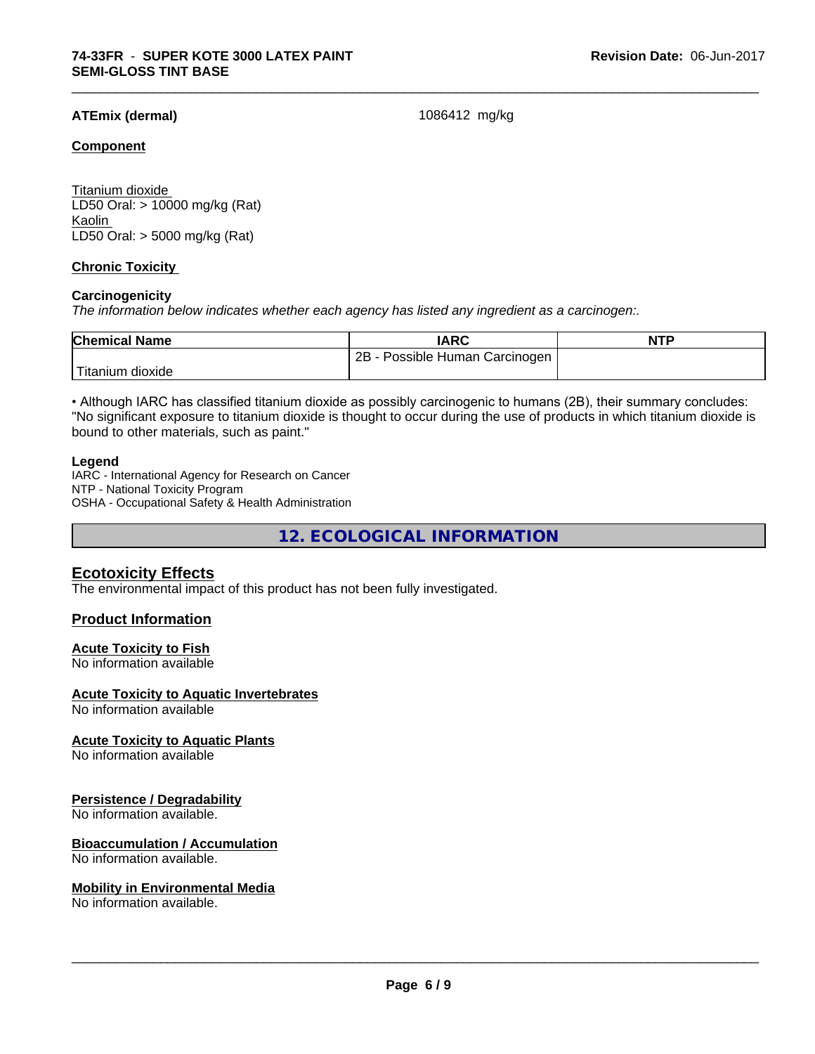**ATEmix (dermal)** 1086412 mg/kg

**Component**

Titanium dioxide
LD50 Oral: > 10000 mg/kg (Rat)
Kaolin
LD50 Oral: > 5000 mg/kg (Rat)

**Chronic Toxicity**

**Carcinogenicity**

*The information below indicates whether each agency has listed any ingredient as a carcinogen:.*

| Chemical Name | IARC | NTP |
|---|---|---|
| Titanium dioxide | 2B - Possible Human Carcinogen | |

• Although IARC has classified titanium dioxide as possibly carcinogenic to humans (2B), their summary concludes: "No significant exposure to titanium dioxide is thought to occur during the use of products in which titanium dioxide is bound to other materials, such as paint."

**Legend**

IARC - International Agency for Research on Cancer
NTP - National Toxicity Program
OSHA - Occupational Safety & Health Administration

## 12. ECOLOGICAL INFORMATION

### Ecotoxicity Effects

The environmental impact of this product has not been fully investigated.

### Product Information

**Acute Toxicity to Fish**
No information available

**Acute Toxicity to Aquatic Invertebrates**
No information available

**Acute Toxicity to Aquatic Plants**
No information available

**Persistence / Degradability**
No information available.

**Bioaccumulation / Accumulation**
No information available.

**Mobility in Environmental Media**
No information available.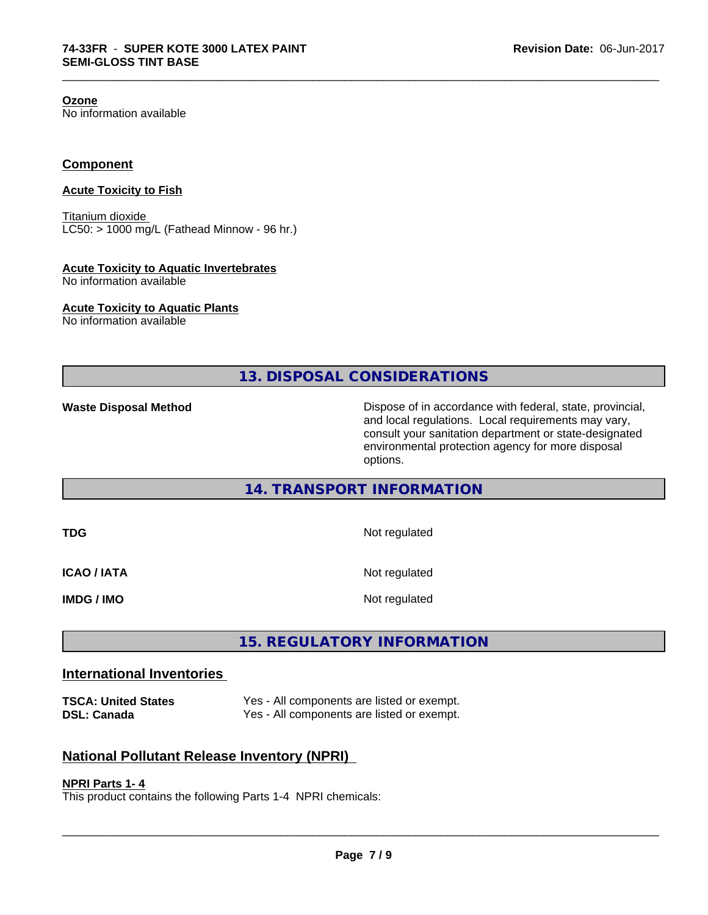**Ozone**
No information available

## Component

**Acute Toxicity to Fish**

Titanium dioxide
LC50: > 1000 mg/L (Fathead Minnow - 96 hr.)

**Acute Toxicity to Aquatic Invertebrates**
No information available

**Acute Toxicity to Aquatic Plants**
No information available

## 13. DISPOSAL CONSIDERATIONS

| | |
|---|---|
| **Waste Disposal Method** | Dispose of in accordance with federal, state, provincial, and local regulations. Local requirements may vary, consult your sanitation department or state-designated environmental protection agency for more disposal options. |

## 14. TRANSPORT INFORMATION

| | |
|---|---|
| **TDG** | Not regulated |
| **ICAO / IATA** | Not regulated |
| **IMDG / IMO** | Not regulated |

## 15. REGULATORY INFORMATION

### International Inventories

| | |
|---|---|
| **TSCA: United States** | Yes - All components are listed or exempt. |
| **DSL: Canada** | Yes - All components are listed or exempt. |

### National Pollutant Release Inventory (NPRI)

**NPRI Parts 1- 4**
This product contains the following Parts 1-4 NPRI chemicals: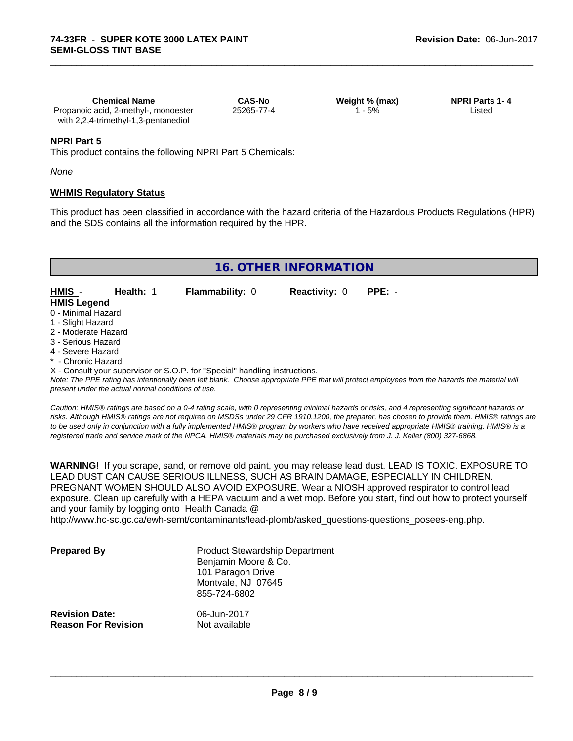| Chemical Name | CAS-No | Weight % (max) | NPRI Parts 1- 4 |
|---|---|---|---|
| Propanoic acid, 2-methyl-, monoester with 2,2,4-trimethyl-1,3-pentanediol | 25265-77-4 | 1 - 5% | Listed |

**NPRI Part 5**

This product contains the following NPRI Part 5 Chemicals:

*None*

**WHMIS Regulatory Status**

This product has been classified in accordance with the hazard criteria of the Hazardous Products Regulations (HPR) and the SDS contains all the information required by the HPR.

## 16. OTHER INFORMATION

**HMIS** - **Health:** 1 **Flammability:** 0 **Reactivity:** 0 **PPE:** -

**HMIS Legend**

0 - Minimal Hazard
1 - Slight Hazard
2 - Moderate Hazard
3 - Serious Hazard
4 - Severe Hazard
* - Chronic Hazard
X - Consult your supervisor or S.O.P. for "Special" handling instructions.

*Note: The PPE rating has intentionally been left blank. Choose appropriate PPE that will protect employees from the hazards the material will present under the actual normal conditions of use.*

*Caution: HMIS® ratings are based on a 0-4 rating scale, with 0 representing minimal hazards or risks, and 4 representing significant hazards or risks. Although HMIS® ratings are not required on MSDSs under 29 CFR 1910.1200, the preparer, has chosen to provide them. HMIS® ratings are to be used only in conjunction with a fully implemented HMIS® program by workers who have received appropriate HMIS® training. HMIS® is a registered trade and service mark of the NPCA. HMIS® materials may be purchased exclusively from J. J. Keller (800) 327-6868.*

**WARNING!** If you scrape, sand, or remove old paint, you may release lead dust. LEAD IS TOXIC. EXPOSURE TO LEAD DUST CAN CAUSE SERIOUS ILLNESS, SUCH AS BRAIN DAMAGE, ESPECIALLY IN CHILDREN. PREGNANT WOMEN SHOULD ALSO AVOID EXPOSURE. Wear a NIOSH approved respirator to control lead exposure. Clean up carefully with a HEPA vacuum and a wet mop. Before you start, find out how to protect yourself and your family by logging onto Health Canada @ http://www.hc-sc.gc.ca/ewh-semt/contaminants/lead-plomb/asked_questions-questions_posees-eng.php.

**Prepared By**
Product Stewardship Department
Benjamin Moore & Co.
101 Paragon Drive
Montvale, NJ 07645
855-724-6802

**Revision Date:** 06-Jun-2017
**Reason For Revision** Not available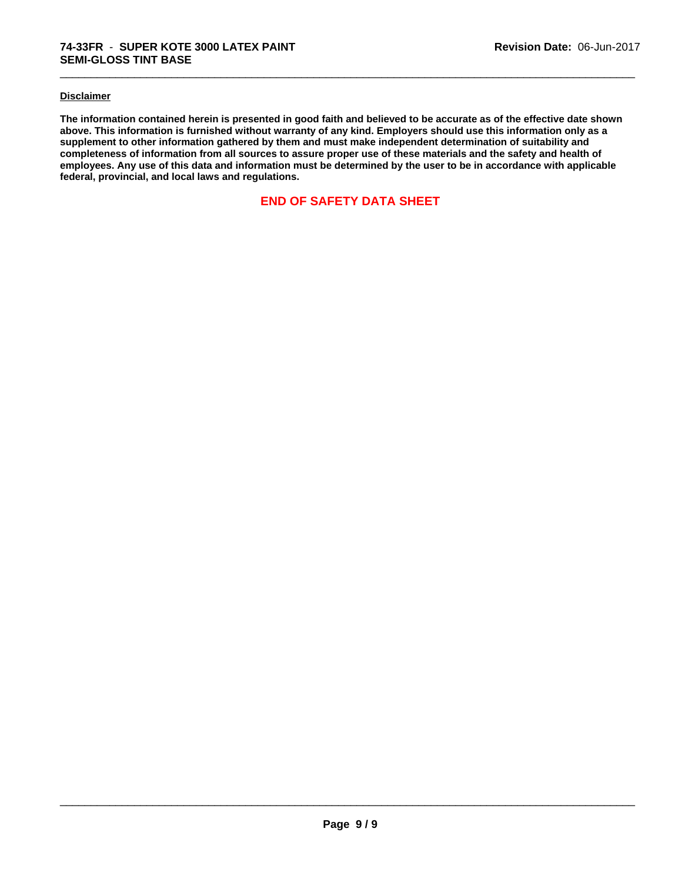**Disclaimer**

**The information contained herein is presented in good faith and believed to be accurate as of the effective date shown above. This information is furnished without warranty of any kind. Employers should use this information only as a supplement to other information gathered by them and must make independent determination of suitability and completeness of information from all sources to assure proper use of these materials and the safety and health of employees. Any use of this data and information must be determined by the user to be in accordance with applicable federal, provincial, and local laws and regulations.**

**END OF SAFETY DATA SHEET**